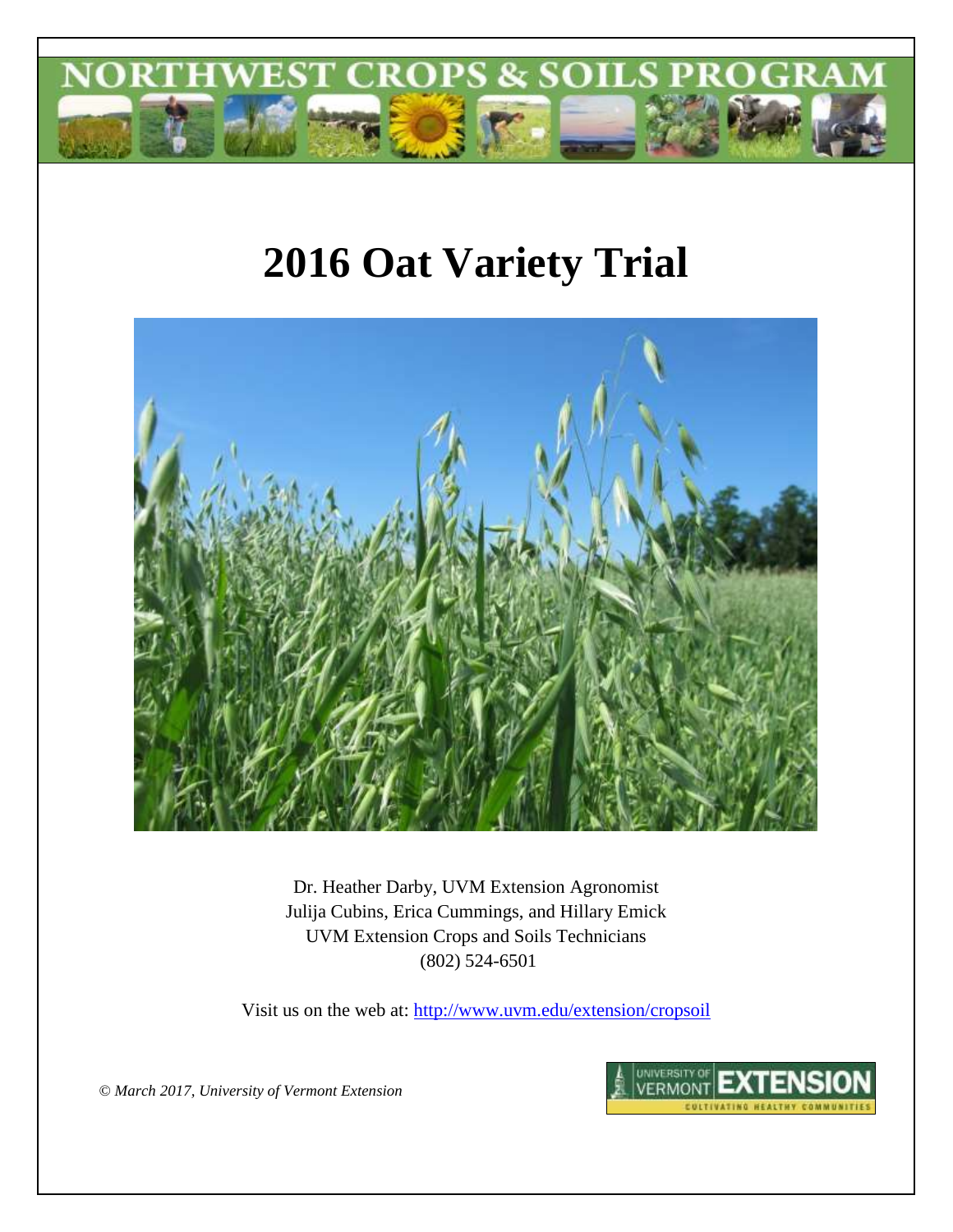NORTHWEST CROPS & SOILS PROGRAM

# 2016 Oat Variety Trial

Dr. Heather Darby, UVM Extension Agronomist
Julija Cubins, Erica Cummings, and Hillary Emick
UVM Extension Crops and Soils Technicians
(802) 524-6501

Visit us on the web at: http://www.uvm.edu/extension/cropsoil

*© March 2017, University of Vermont Extension*

UNIVERSITY OF VERMONT EXTENSION
CULTIVATING HEALTHY COMMUNITIES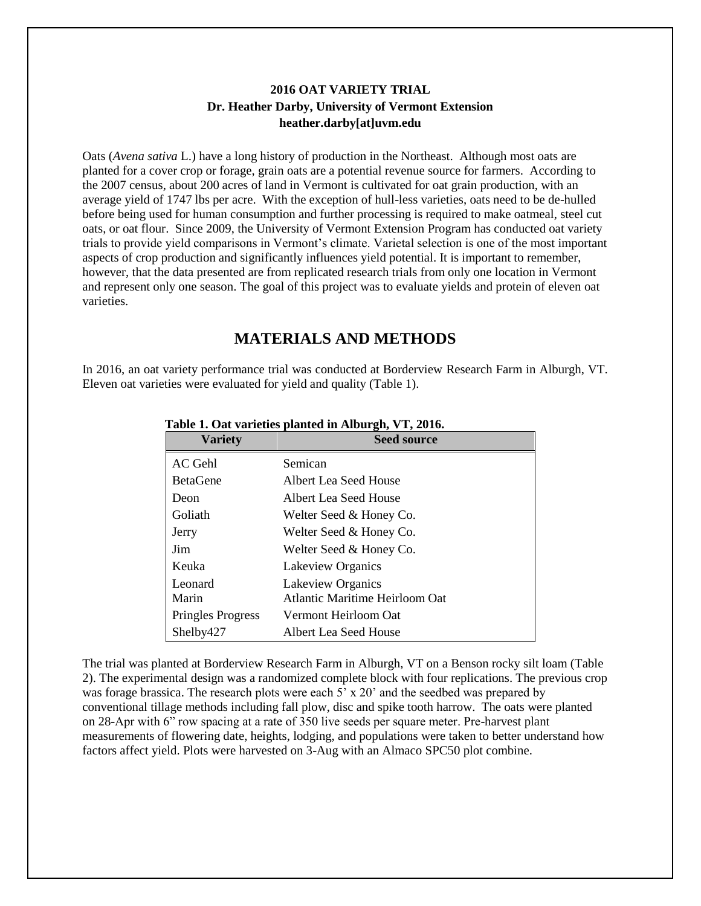**2016 OAT VARIETY TRIAL**
**Dr. Heather Darby, University of Vermont Extension**
**heather.darby[at]uvm.edu**

Oats (*Avena sativa* L.) have a long history of production in the Northeast. Although most oats are planted for a cover crop or forage, grain oats are a potential revenue source for farmers. According to the 2007 census, about 200 acres of land in Vermont is cultivated for oat grain production, with an average yield of 1747 lbs per acre. With the exception of hull-less varieties, oats need to be de-hulled before being used for human consumption and further processing is required to make oatmeal, steel cut oats, or oat flour. Since 2009, the University of Vermont Extension Program has conducted oat variety trials to provide yield comparisons in Vermont's climate. Varietal selection is one of the most important aspects of crop production and significantly influences yield potential. It is important to remember, however, that the data presented are from replicated research trials from only one location in Vermont and represent only one season. The goal of this project was to evaluate yields and protein of eleven oat varieties.

## MATERIALS AND METHODS

In 2016, an oat variety performance trial was conducted at Borderview Research Farm in Alburgh, VT. Eleven oat varieties were evaluated for yield and quality (Table 1).

**Table 1. Oat varieties planted in Alburgh, VT, 2016.**

| Variety | Seed source |
|---|---|
| AC Gehl | Semican |
| BetaGene | Albert Lea Seed House |
| Deon | Albert Lea Seed House |
| Goliath | Welter Seed & Honey Co. |
| Jerry | Welter Seed & Honey Co. |
| Jim | Welter Seed & Honey Co. |
| Keuka | Lakeview Organics |
| Leonard | Lakeview Organics |
| Marin | Atlantic Maritime Heirloom Oat |
| Pringles Progress | Vermont Heirloom Oat |
| Shelby427 | Albert Lea Seed House |

The trial was planted at Borderview Research Farm in Alburgh, VT on a Benson rocky silt loam (Table 2). The experimental design was a randomized complete block with four replications. The previous crop was forage brassica. The research plots were each 5' x 20' and the seedbed was prepared by conventional tillage methods including fall plow, disc and spike tooth harrow. The oats were planted on 28-Apr with 6" row spacing at a rate of 350 live seeds per square meter. Pre-harvest plant measurements of flowering date, heights, lodging, and populations were taken to better understand how factors affect yield. Plots were harvested on 3-Aug with an Almaco SPC50 plot combine.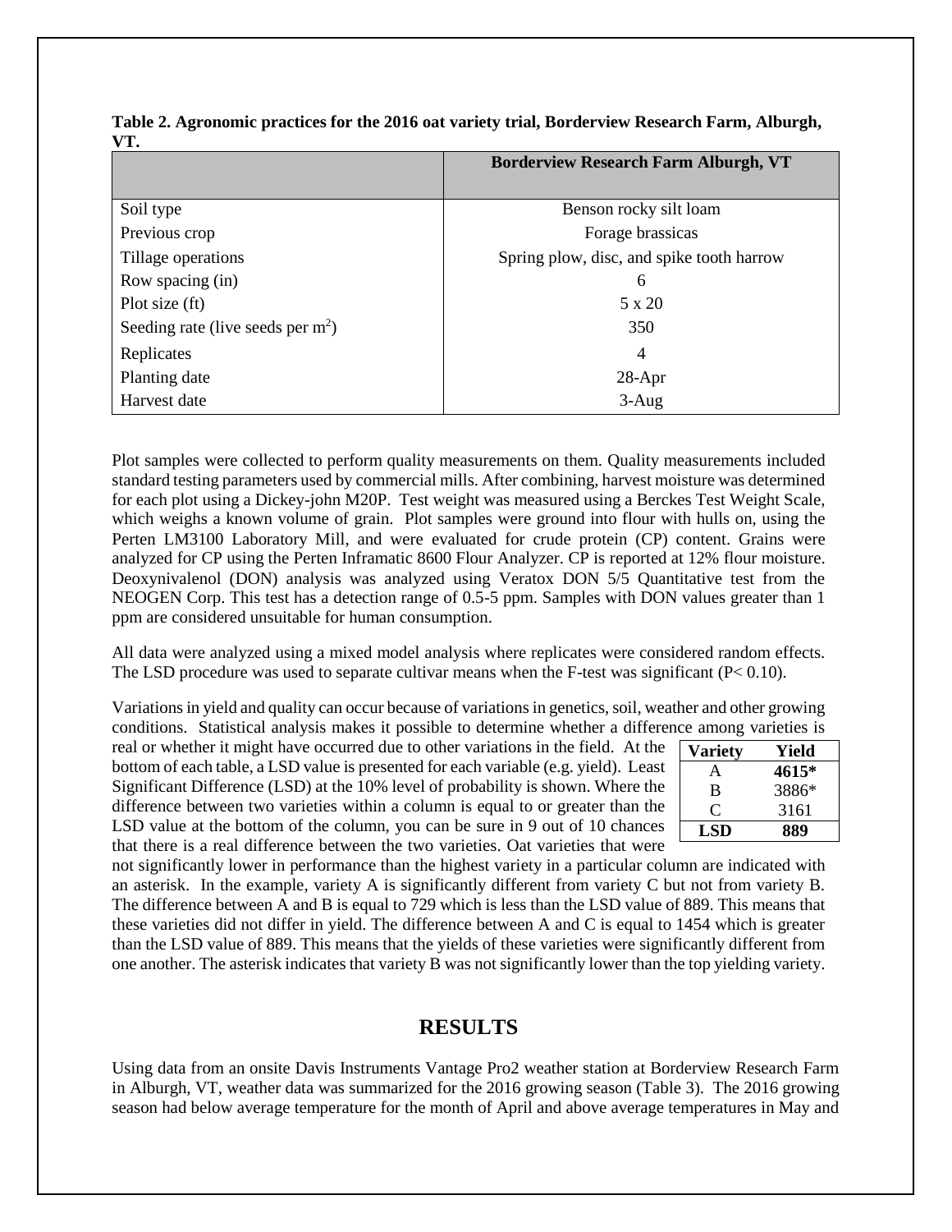**Table 2. Agronomic practices for the 2016 oat variety trial, Borderview Research Farm, Alburgh, VT.**

| | Borderview Research Farm Alburgh, VT |
|---|---|
| Soil type | Benson rocky silt loam |
| Previous crop | Forage brassicas |
| Tillage operations | Spring plow, disc, and spike tooth harrow |
| Row spacing (in) | 6 |
| Plot size (ft) | 5 x 20 |
| Seeding rate (live seeds per $m^2$) | 350 |
| Replicates | 4 |
| Planting date | 28-Apr |
| Harvest date | 3-Aug |

Plot samples were collected to perform quality measurements on them. Quality measurements included standard testing parameters used by commercial mills. After combining, harvest moisture was determined for each plot using a Dickey-john M20P. Test weight was measured using a Berckes Test Weight Scale, which weighs a known volume of grain. Plot samples were ground into flour with hulls on, using the Perten LM3100 Laboratory Mill, and were evaluated for crude protein (CP) content. Grains were analyzed for CP using the Perten Inframatic 8600 Flour Analyzer. CP is reported at 12% flour moisture. Deoxynivalenol (DON) analysis was analyzed using Veratox DON 5/5 Quantitative test from the NEOGEN Corp. This test has a detection range of 0.5-5 ppm. Samples with DON values greater than 1 ppm are considered unsuitable for human consumption.

All data were analyzed using a mixed model analysis where replicates were considered random effects. The LSD procedure was used to separate cultivar means when the F-test was significant ($P< 0.10$).

Variations in yield and quality can occur because of variations in genetics, soil, weather and other growing conditions. Statistical analysis makes it possible to determine whether a difference among varieties is real or whether it might have occurred due to other variations in the field. At the bottom of each table, a LSD value is presented for each variable (e.g. yield). Least Significant Difference (LSD) at the 10% level of probability is shown. Where the difference between two varieties within a column is equal to or greater than the LSD value at the bottom of the column, you can be sure in 9 out of 10 chances that there is a real difference between the two varieties. Oat varieties that were not significantly lower in performance than the highest variety in a particular column are indicated with an asterisk. In the example, variety A is significantly different from variety C but not from variety B. The difference between A and B is equal to 729 which is less than the LSD value of 889. This means that these varieties did not differ in yield. The difference between A and C is equal to 1454 which is greater than the LSD value of 889. This means that the yields of these varieties were significantly different from one another. The asterisk indicates that variety B was not significantly lower than the top yielding variety.

| Variety | Yield |
|---|---|
| A | **4615*** |
| B | 3886* |
| C | 3161 |
| **LSD** | **889** |

## RESULTS

Using data from an onsite Davis Instruments Vantage Pro2 weather station at Borderview Research Farm in Alburgh, VT, weather data was summarized for the 2016 growing season (Table 3). The 2016 growing season had below average temperature for the month of April and above average temperatures in May and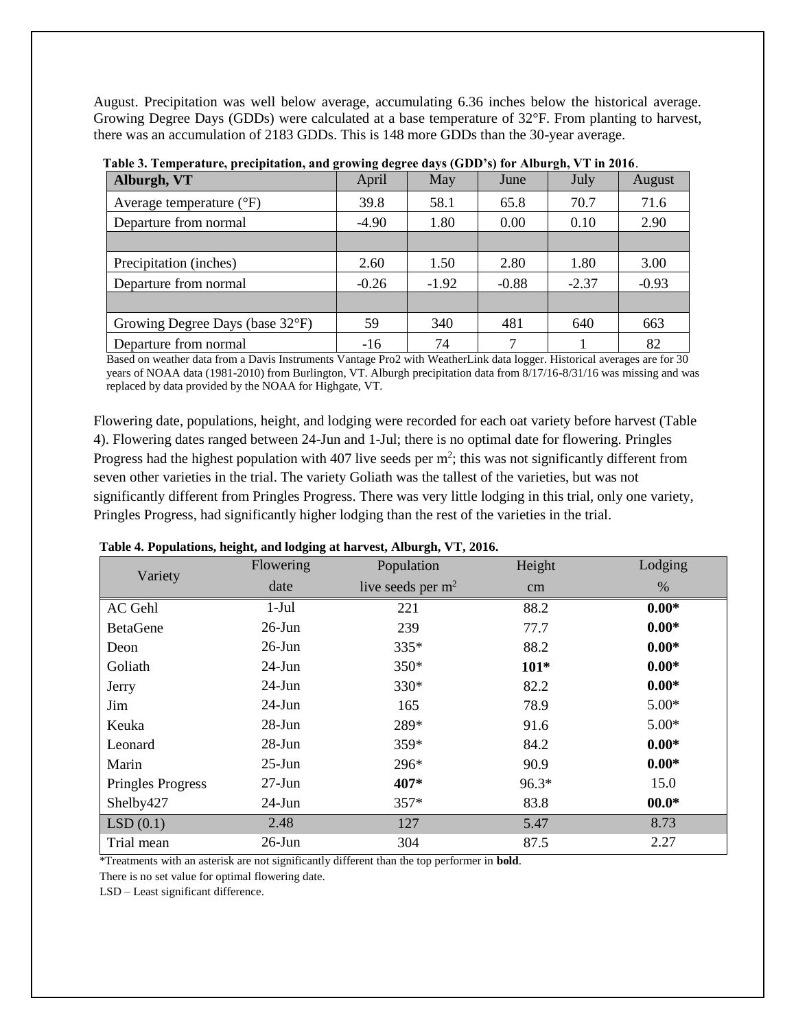August. Precipitation was well below average, accumulating 6.36 inches below the historical average. Growing Degree Days (GDDs) were calculated at a base temperature of 32°F. From planting to harvest, there was an accumulation of 2183 GDDs. This is 148 more GDDs than the 30-year average.

**Table 3. Temperature, precipitation, and growing degree days (GDD's) for Alburgh, VT in 2016**.

| Alburgh, VT | April | May | June | July | August |
|---|---|---|---|---|---|
| Average temperature (°F) | 39.8 | 58.1 | 65.8 | 70.7 | 71.6 |
| Departure from normal | -4.90 | 1.80 | 0.00 | 0.10 | 2.90 |
| | | | | | |
| Precipitation (inches) | 2.60 | 1.50 | 2.80 | 1.80 | 3.00 |
| Departure from normal | -0.26 | -1.92 | -0.88 | -2.37 | -0.93 |
| | | | | | |
| Growing Degree Days (base 32°F) | 59 | 340 | 481 | 640 | 663 |
| Departure from normal | -16 | 74 | 7 | 1 | 82 |

Based on weather data from a Davis Instruments Vantage Pro2 with WeatherLink data logger. Historical averages are for 30 years of NOAA data (1981-2010) from Burlington, VT. Alburgh precipitation data from 8/17/16-8/31/16 was missing and was replaced by data provided by the NOAA for Highgate, VT.

Flowering date, populations, height, and lodging were recorded for each oat variety before harvest (Table 4). Flowering dates ranged between 24-Jun and 1-Jul; there is no optimal date for flowering. Pringles Progress had the highest population with 407 live seeds per m$^2$; this was not significantly different from seven other varieties in the trial. The variety Goliath was the tallest of the varieties, but was not significantly different from Pringles Progress. There was very little lodging in this trial, only one variety, Pringles Progress, had significantly higher lodging than the rest of the varieties in the trial.

**Table 4. Populations, height, and lodging at harvest, Alburgh, VT, 2016.**

| Variety | Flowering date | Population live seeds per m$^2$ | Height cm | Lodging % |
|---|---|---|---|---|
| AC Gehl | 1-Jul | 221 | 88.2 | **0.00*** |
| BetaGene | 26-Jun | 239 | 77.7 | **0.00*** |
| Deon | 26-Jun | 335* | 88.2 | **0.00*** |
| Goliath | 24-Jun | 350* | **101*** | **0.00*** |
| Jerry | 24-Jun | 330* | 82.2 | **0.00*** |
| Jim | 24-Jun | 165 | 78.9 | 5.00* |
| Keuka | 28-Jun | 289* | 91.6 | 5.00* |
| Leonard | 28-Jun | 359* | 84.2 | **0.00*** |
| Marin | 25-Jun | 296* | 90.9 | **0.00*** |
| Pringles Progress | 27-Jun | **407*** | 96.3* | 15.0 |
| Shelby427 | 24-Jun | 357* | 83.8 | **00.0*** |
| LSD (0.1) | 2.48 | 127 | 5.47 | 8.73 |
| Trial mean | 26-Jun | 304 | 87.5 | 2.27 |

*Treatments with an asterisk are not significantly different than the top performer in **bold**.

There is no set value for optimal flowering date.

LSD – Least significant difference.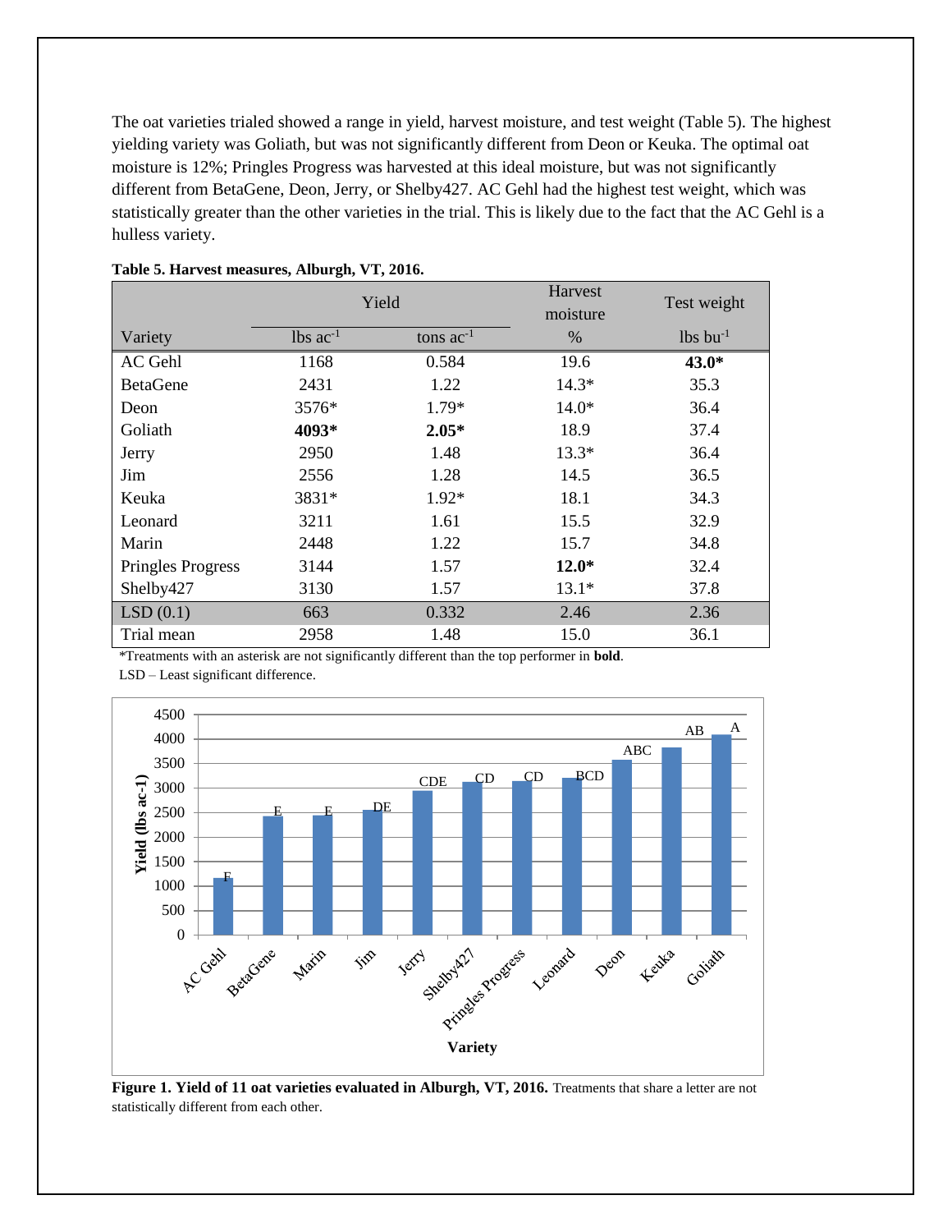The oat varieties trialed showed a range in yield, harvest moisture, and test weight (Table 5). The highest yielding variety was Goliath, but was not significantly different from Deon or Keuka. The optimal oat moisture is 12%; Pringles Progress was harvested at this ideal moisture, but was not significantly different from BetaGene, Deon, Jerry, or Shelby427. AC Gehl had the highest test weight, which was statistically greater than the other varieties in the trial. This is likely due to the fact that the AC Gehl is a hulless variety.

**Table 5. Harvest measures, Alburgh, VT, 2016.**

| | Yield | | Harvest moisture | Test weight |
|---|---|---|---|---|
| Variety | lbs $ac^{-1}$ | tons $ac^{-1}$ | % | lbs $bu^{-1}$ |
| AC Gehl | 1168 | 0.584 | 19.6 | **43.0*** |
| BetaGene | 2431 | 1.22 | 14.3* | 35.3 |
| Deon | 3576* | 1.79* | 14.0* | 36.4 |
| Goliath | **4093*** | **2.05*** | 18.9 | 37.4 |
| Jerry | 2950 | 1.48 | 13.3* | 36.4 |
| Jim | 2556 | 1.28 | 14.5 | 36.5 |
| Keuka | 3831* | 1.92* | 18.1 | 34.3 |
| Leonard | 3211 | 1.61 | 15.5 | 32.9 |
| Marin | 2448 | 1.22 | 15.7 | 34.8 |
| Pringles Progress | 3144 | 1.57 | **12.0*** | 32.4 |
| Shelby427 | 3130 | 1.57 | 13.1* | 37.8 |
| LSD (0.1) | 663 | 0.332 | 2.46 | 2.36 |
| Trial mean | 2958 | 1.48 | 15.0 | 36.1 |

*Treatments with an asterisk are not significantly different than the top performer in **bold**.

LSD – Least significant difference.

**Figure 1. Yield of 11 oat varieties evaluated in Alburgh, VT, 2016.** Treatments that share a letter are not statistically different from each other.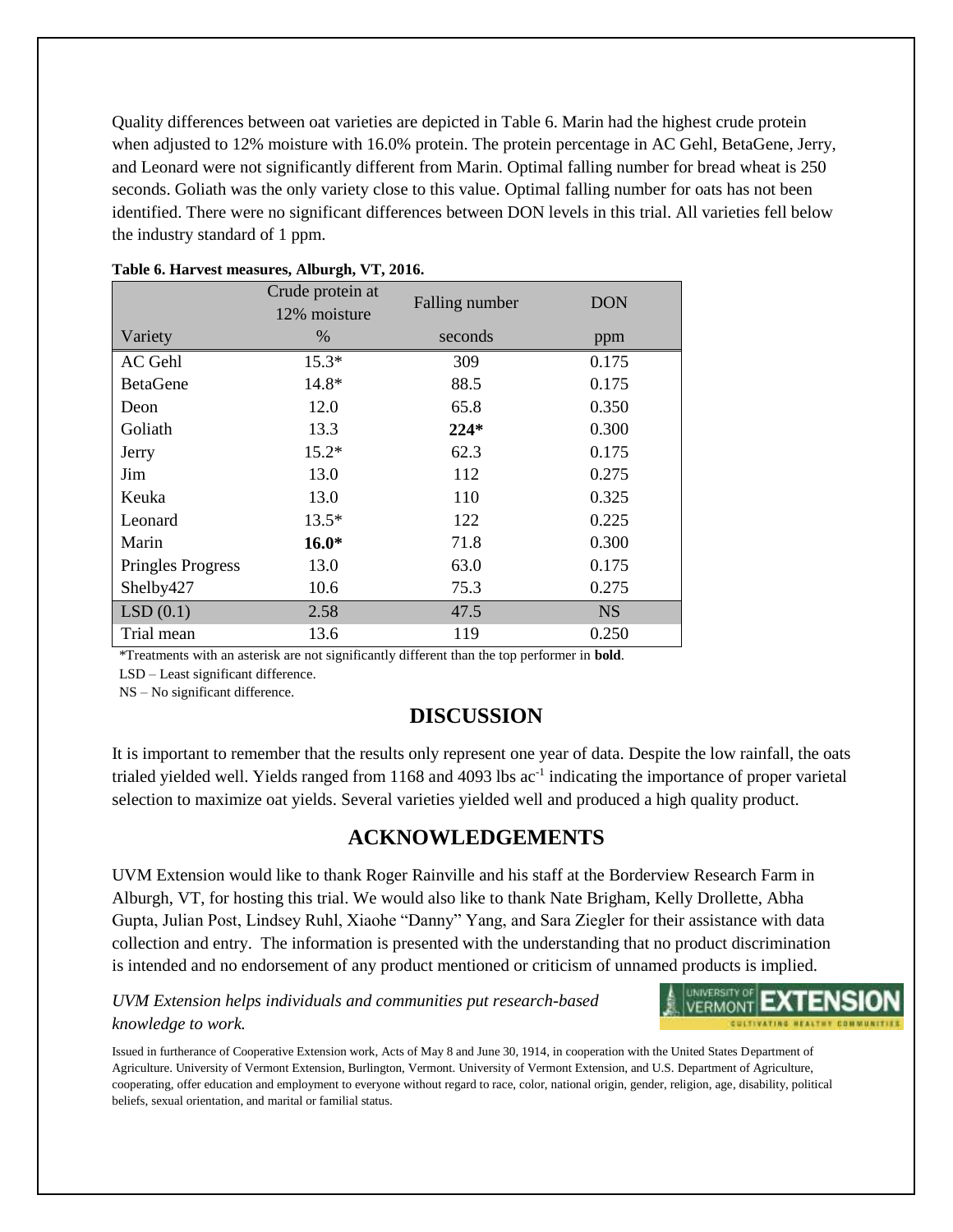Quality differences between oat varieties are depicted in Table 6. Marin had the highest crude protein when adjusted to 12% moisture with 16.0% protein. The protein percentage in AC Gehl, BetaGene, Jerry, and Leonard were not significantly different from Marin. Optimal falling number for bread wheat is 250 seconds. Goliath was the only variety close to this value. Optimal falling number for oats has not been identified. There were no significant differences between DON levels in this trial. All varieties fell below the industry standard of 1 ppm.

**Table 6. Harvest measures, Alburgh, VT, 2016.**

| | Crude protein at 12% moisture | Falling number | DON |
|---|---|---|---|
| Variety | % | seconds | ppm |
| AC Gehl | 15.3* | 309 | 0.175 |
| BetaGene | 14.8* | 88.5 | 0.175 |
| Deon | 12.0 | 65.8 | 0.350 |
| Goliath | 13.3 | **224*** | 0.300 |
| Jerry | 15.2* | 62.3 | 0.175 |
| Jim | 13.0 | 112 | 0.275 |
| Keuka | 13.0 | 110 | 0.325 |
| Leonard | 13.5* | 122 | 0.225 |
| Marin | **16.0*** | 71.8 | 0.300 |
| Pringles Progress | 13.0 | 63.0 | 0.175 |
| Shelby427 | 10.6 | 75.3 | 0.275 |
| LSD (0.1) | 2.58 | 47.5 | NS |
| Trial mean | 13.6 | 119 | 0.250 |

*Treatments with an asterisk are not significantly different than the top performer in **bold**.

LSD – Least significant difference.

NS – No significant difference.

## DISCUSSION

It is important to remember that the results only represent one year of data. Despite the low rainfall, the oats trialed yielded well. Yields ranged from 1168 and 4093 lbs $ac^{-1}$ indicating the importance of proper varietal selection to maximize oat yields. Several varieties yielded well and produced a high quality product.

## ACKNOWLEDGEMENTS

UVM Extension would like to thank Roger Rainville and his staff at the Borderview Research Farm in Alburgh, VT, for hosting this trial. We would also like to thank Nate Brigham, Kelly Drollette, Abha Gupta, Julian Post, Lindsey Ruhl, Xiaohe "Danny" Yang, and Sara Ziegler for their assistance with data collection and entry. The information is presented with the understanding that no product discrimination is intended and no endorsement of any product mentioned or criticism of unnamed products is implied.

*UVM Extension helps individuals and communities put research-based knowledge to work.*

Issued in furtherance of Cooperative Extension work, Acts of May 8 and June 30, 1914, in cooperation with the United States Department of Agriculture. University of Vermont Extension, Burlington, Vermont. University of Vermont Extension, and U.S. Department of Agriculture, cooperating, offer education and employment to everyone without regard to race, color, national origin, gender, religion, age, disability, political beliefs, sexual orientation, and marital or familial status.